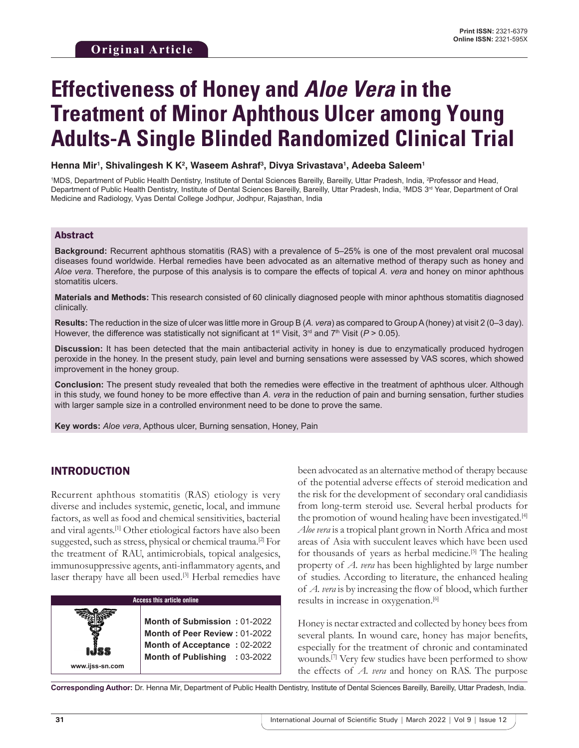Original Article

Print ISSN: 2321-6379
Online ISSN: 2321-595X

# Effectiveness of Honey and *Aloe Vera* in the Treatment of Minor Aphthous Ulcer among Young Adults-A Single Blinded Randomized Clinical Trial

**Henna Mir[1], Shivalingesh K K[2], Waseem Ashraf[3], Divya Srivastava[1], Adeeba Saleem[1]**

[1]MDS, Department of Public Health Dentistry, Institute of Dental Sciences Bareilly, Bareilly, Uttar Pradesh, India, [2]Professor and Head, Department of Public Health Dentistry, Institute of Dental Sciences Bareilly, Bareilly, Uttar Pradesh, India, [3]MDS 3rd Year, Department of Oral Medicine and Radiology, Vyas Dental College Jodhpur, Jodhpur, Rajasthan, India

## Abstract

**Background:** Recurrent aphthous stomatitis (RAS) with a prevalence of 5–25% is one of the most prevalent oral mucosal diseases found worldwide. Herbal remedies have been advocated as an alternative method of therapy such as honey and *Aloe vera*. Therefore, the purpose of this analysis is to compare the effects of topical *A. vera* and honey on minor aphthous stomatitis ulcers.

**Materials and Methods:** This research consisted of 60 clinically diagnosed people with minor aphthous stomatitis diagnosed clinically.

**Results:** The reduction in the size of ulcer was little more in Group B (*A. vera*) as compared to Group A (honey) at visit 2 (0–3 day). However, the difference was statistically not significant at 1st Visit, 3rd and 7th Visit ($P > 0.05$).

**Discussion:** It has been detected that the main antibacterial activity in honey is due to enzymatically produced hydrogen peroxide in the honey. In the present study, pain level and burning sensations were assessed by VAS scores, which showed improvement in the honey group.

**Conclusion:** The present study revealed that both the remedies were effective in the treatment of aphthous ulcer. Although in this study, we found honey to be more effective than *A. vera* in the reduction of pain and burning sensation, further studies with larger sample size in a controlled environment need to be done to prove the same.

**Key words:** *Aloe vera*, Apthous ulcer, Burning sensation, Honey, Pain

## INTRODUCTION

Recurrent aphthous stomatitis (RAS) etiology is very diverse and includes systemic, genetic, local, and immune factors, as well as food and chemical sensitivities, bacterial and viral agents.[1] Other etiological factors have also been suggested, such as stress, physical or chemical trauma.[2] For the treatment of RAU, antimicrobials, topical analgesics, immunosuppressive agents, anti-inflammatory agents, and laser therapy have all been used.[3] Herbal remedies have been advocated as an alternative method of therapy because of the potential adverse effects of steroid medication and the risk for the development of secondary oral candidiasis from long-term steroid use. Several herbal products for the promotion of wound healing have been investigated.[4] *Aloe vera* is a tropical plant grown in North Africa and most areas of Asia with succulent leaves which have been used for thousands of years as herbal medicine.[5] The healing property of *A. vera* has been highlighted by large number of studies. According to literature, the enhanced healing of *A. vera* is by increasing the flow of blood, which further results in increase in oxygenation.[6]

Honey is nectar extracted and collected by honey bees from several plants. In wound care, honey has major benefits, especially for the treatment of chronic and contaminated wounds.[7] Very few studies have been performed to show the effects of *A. vera* and honey on RAS. The purpose

| Access this article online | |
|---|---|
| IJSS www.ijss-sn.com | **Month of Submission :** 01-2022 **Month of Peer Review :** 01-2022 **Month of Acceptance :** 02-2022 **Month of Publishing :** 03-2022 |

**Corresponding Author:** Dr. Henna Mir, Department of Public Health Dentistry, Institute of Dental Sciences Bareilly, Bareilly, Uttar Pradesh, India.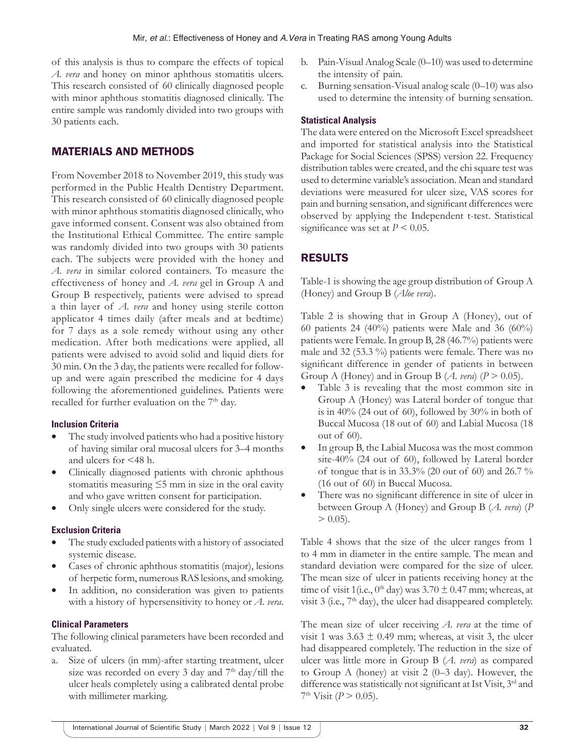of this analysis is thus to compare the effects of topical *A. vera* and honey on minor aphthous stomatitis ulcers. This research consisted of 60 clinically diagnosed people with minor aphthous stomatitis diagnosed clinically. The entire sample was randomly divided into two groups with 30 patients each.

## MATERIALS AND METHODS

From November 2018 to November 2019, this study was performed in the Public Health Dentistry Department. This research consisted of 60 clinically diagnosed people with minor aphthous stomatitis diagnosed clinically, who gave informed consent. Consent was also obtained from the Institutional Ethical Committee. The entire sample was randomly divided into two groups with 30 patients each. The subjects were provided with the honey and *A. vera* in similar colored containers. To measure the effectiveness of honey and *A. vera* gel in Group A and Group B respectively, patients were advised to spread a thin layer of *A. vera* and honey using sterile cotton applicator 4 times daily (after meals and at bedtime) for 7 days as a sole remedy without using any other medication. After both medications were applied, all patients were advised to avoid solid and liquid diets for 30 min. On the 3 day, the patients were recalled for follow-up and were again prescribed the medicine for 4 days following the aforementioned guidelines. Patients were recalled for further evaluation on the 7th day.

### Inclusion Criteria

- The study involved patients who had a positive history of having similar oral mucosal ulcers for 3–4 months and ulcers for <48 h.
- Clinically diagnosed patients with chronic aphthous stomatitis measuring ≤5 mm in size in the oral cavity and who gave written consent for participation.
- Only single ulcers were considered for the study.

### Exclusion Criteria

- The study excluded patients with a history of associated systemic disease.
- Cases of chronic aphthous stomatitis (major), lesions of herpetic form, numerous RAS lesions, and smoking.
- In addition, no consideration was given to patients with a history of hypersensitivity to honey or *A. vera*.

### Clinical Parameters

The following clinical parameters have been recorded and evaluated.

a. Size of ulcers (in mm)-after starting treatment, ulcer size was recorded on every 3 day and 7th day/till the ulcer heals completely using a calibrated dental probe with millimeter marking.
b. Pain-Visual Analog Scale (0–10) was used to determine the intensity of pain.
c. Burning sensation-Visual analog scale (0–10) was also used to determine the intensity of burning sensation.

### Statistical Analysis

The data were entered on the Microsoft Excel spreadsheet and imported for statistical analysis into the Statistical Package for Social Sciences (SPSS) version 22. Frequency distribution tables were created, and the chi square test was used to determine variable's association. Mean and standard deviations were measured for ulcer size, VAS scores for pain and burning sensation, and significant differences were observed by applying the Independent t-test. Statistical significance was set at $P < 0.05$.

## RESULTS

Table-1 is showing the age group distribution of Group A (Honey) and Group B (*Aloe vera*).

Table 2 is showing that in Group A (Honey), out of 60 patients 24 (40%) patients were Male and 36 (60%) patients were Female. In group B, 28 (46.7%) patients were male and 32 (53.3 %) patients were female. There was no significant difference in gender of patients in between Group A (Honey) and in Group B (*A. vera*) ($P > 0.05$).

- Table 3 is revealing that the most common site in Group A (Honey) was Lateral border of tongue that is in 40% (24 out of 60), followed by 30% in both of Buccal Mucosa (18 out of 60) and Labial Mucosa (18 out of 60).
- In group B, the Labial Mucosa was the most common site-40% (24 out of 60), followed by Lateral border of tongue that is in 33.3% (20 out of 60) and 26.7 % (16 out of 60) in Buccal Mucosa.
- There was no significant difference in site of ulcer in between Group A (Honey) and Group B (*A. vera*) ($P > 0.05$).

Table 4 shows that the size of the ulcer ranges from 1 to 4 mm in diameter in the entire sample. The mean and standard deviation were compared for the size of ulcer. The mean size of ulcer in patients receiving honey at the time of visit 1(i.e., 0th day) was 3.70 ± 0.47 mm; whereas, at visit 3 (i.e., 7th day), the ulcer had disappeared completely.

The mean size of ulcer receiving *A. vera* at the time of visit 1 was 3.63 ± 0.49 mm; whereas, at visit 3, the ulcer had disappeared completely. The reduction in the size of ulcer was little more in Group B (*A. vera*) as compared to Group A (honey) at visit 2 (0–3 day). However, the difference was statistically not significant at Ist Visit, 3rd and 7th Visit ($P > 0.05$).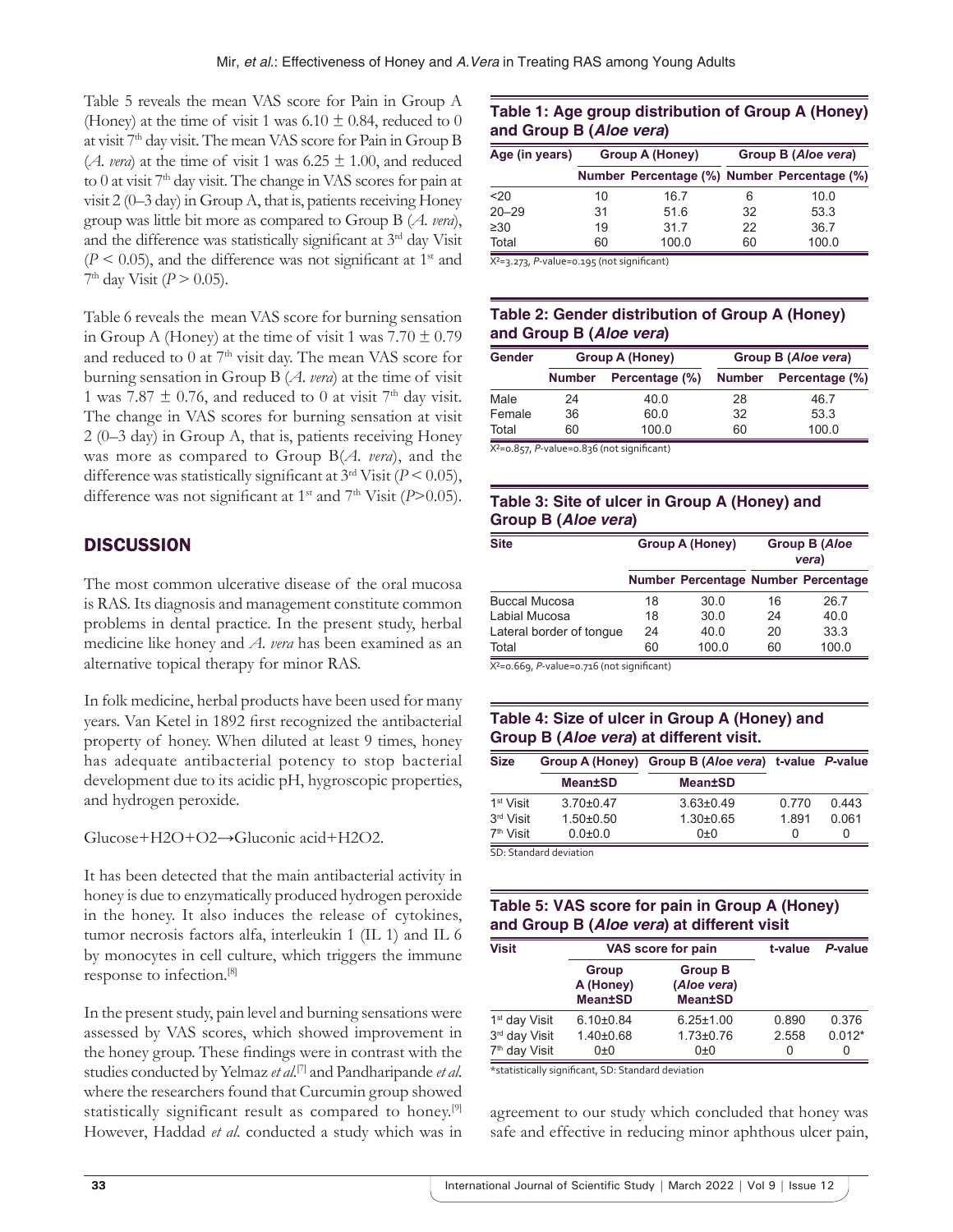Table 5 reveals the mean VAS score for Pain in Group A (Honey) at the time of visit 1 was 6.10 ± 0.84, reduced to 0 at visit 7th day visit. The mean VAS score for Pain in Group B (*A. vera*) at the time of visit 1 was 6.25 ± 1.00, and reduced to 0 at visit 7th day visit. The change in VAS scores for pain at visit 2 (0–3 day) in Group A, that is, patients receiving Honey group was little bit more as compared to Group B (*A. vera*), and the difference was statistically significant at 3rd day Visit ($P < 0.05$), and the difference was not significant at 1st and 7th day Visit ($P > 0.05$).

Table 6 reveals the mean VAS score for burning sensation in Group A (Honey) at the time of visit 1 was 7.70 ± 0.79 and reduced to 0 at 7th visit day. The mean VAS score for burning sensation in Group B (*A. vera*) at the time of visit 1 was 7.87 ± 0.76, and reduced to 0 at visit 7th day visit. The change in VAS scores for burning sensation at visit 2 (0–3 day) in Group A, that is, patients receiving Honey was more as compared to Group B(*A. vera*), and the difference was statistically significant at 3rd Visit ($P < 0.05$), difference was not significant at 1st and 7th Visit ($P > 0.05$).

## DISCUSSION

The most common ulcerative disease of the oral mucosa is RAS. Its diagnosis and management constitute common problems in dental practice. In the present study, herbal medicine like honey and *A. vera* has been examined as an alternative topical therapy for minor RAS.

In folk medicine, herbal products have been used for many years. Van Ketel in 1892 first recognized the antibacterial property of honey. When diluted at least 9 times, honey has adequate antibacterial potency to stop bacterial development due to its acidic pH, hygroscopic properties, and hydrogen peroxide.

Glucose+$H_2O$+$O_2$→Gluconic acid+$H_2O_2$.

It has been detected that the main antibacterial activity in honey is due to enzymatically produced hydrogen peroxide in the honey. It also induces the release of cytokines, tumor necrosis factors alfa, interleukin 1 (IL 1) and IL 6 by monocytes in cell culture, which triggers the immune response to infection.[8]

In the present study, pain level and burning sensations were assessed by VAS scores, which showed improvement in the honey group. These findings were in contrast with the studies conducted by Yelmaz *et al*.[7] and Pandharipande *et al*. where the researchers found that Curcumin group showed statistically significant result as compared to honey.[9] However, Haddad *et al*. conducted a study which was in agreement to our study which concluded that honey was safe and effective in reducing minor aphthous ulcer pain,

**Table 1: Age group distribution of Group A (Honey) and Group B (*Aloe vera*)**

| Age (in years) | Group A (Honey) | | Group B (*Aloe vera*) | |
|---|---|---|---|---|
| | Number | Percentage (%) | Number | Percentage (%) |
| <20 | 10 | 16.7 | 6 | 10.0 |
| 20–29 | 31 | 51.6 | 32 | 53.3 |
| ≥30 | 19 | 31.7 | 22 | 36.7 |
| Total | 60 | 100.0 | 60 | 100.0 |

$X^2$=3.273, *P*-value=0.195 (not significant)

**Table 2: Gender distribution of Group A (Honey) and Group B (*Aloe vera*)**

| Gender | Group A (Honey) | | Group B (*Aloe vera*) | |
|---|---|---|---|---|
| | Number | Percentage (%) | Number | Percentage (%) |
| Male | 24 | 40.0 | 28 | 46.7 |
| Female | 36 | 60.0 | 32 | 53.3 |
| Total | 60 | 100.0 | 60 | 100.0 |

$X^2$=0.857, *P*-value=0.836 (not significant)

**Table 3: Site of ulcer in Group A (Honey) and Group B (*Aloe vera*)**

| Site | Group A (Honey) | | Group B (*Aloe vera*) | |
|---|---|---|---|---|
| | Number | Percentage | Number | Percentage |
| Buccal Mucosa | 18 | 30.0 | 16 | 26.7 |
| Labial Mucosa | 18 | 30.0 | 24 | 40.0 |
| Lateral border of tongue | 24 | 40.0 | 20 | 33.3 |
| Total | 60 | 100.0 | 60 | 100.0 |

$X^2$=0.669, *P*-value=0.716 (not significant)

**Table 4: Size of ulcer in Group A (Honey) and Group B (*Aloe vera*) at different visit.**

| Size | Group A (Honey) | Group B (*Aloe vera*) | t-value | *P*-value |
|---|---|---|---|---|
| | Mean±SD | Mean±SD | | |
| 1st Visit | 3.70±0.47 | 3.63±0.49 | 0.770 | 0.443 |
| 3rd Visit | 1.50±0.50 | 1.30±0.65 | 1.891 | 0.061 |
| 7th Visit | 0.0±0.0 | 0±0 | 0 | 0 |

SD: Standard deviation

**Table 5: VAS score for pain in Group A (Honey) and Group B (*Aloe vera*) at different visit**

| Visit | VAS score for pain | | t-value | *P*-value |
|---|---|---|---|---|
| | Group A (Honey) Mean±SD | Group B (*Aloe vera*) Mean±SD | | |
| 1st day Visit | 6.10±0.84 | 6.25±1.00 | 0.890 | 0.376 |
| 3rd day Visit | 1.40±0.68 | 1.73±0.76 | 2.558 | 0.012* |
| 7th day Visit | 0±0 | 0±0 | 0 | 0 |

*statistically significant, SD: Standard deviation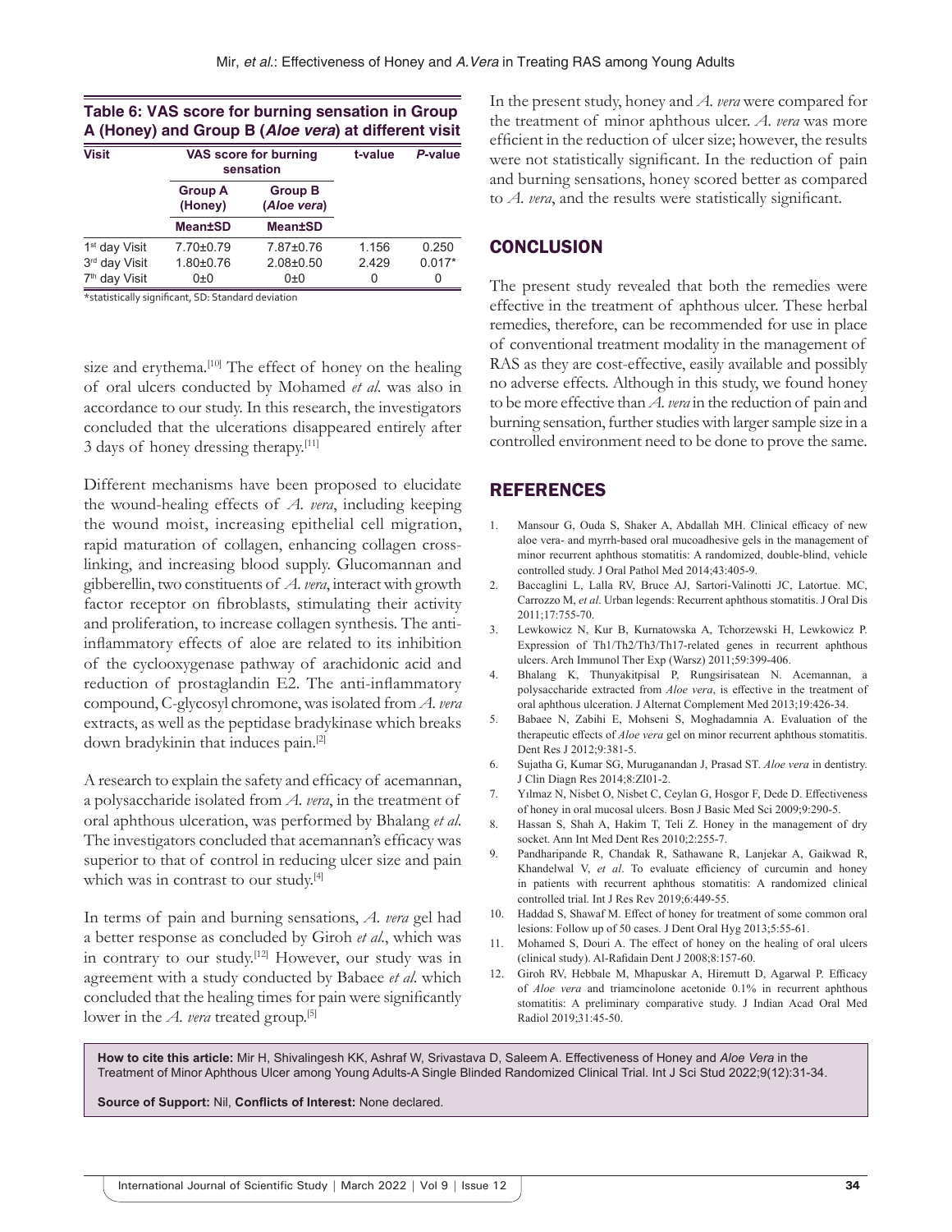**Table 6: VAS score for burning sensation in Group A (Honey) and Group B (*Aloe vera*) at different visit**

| Visit | VAS score for burning sensation | | t-value | *P*-value |
|---|---|---|---|---|
| | Group A (Honey) | Group B (*Aloe vera*) | | |
| | Mean±SD | Mean±SD | | |
| 1st day Visit | 7.70±0.79 | 7.87±0.76 | 1.156 | 0.250 |
| 3rd day Visit | 1.80±0.76 | 2.08±0.50 | 2.429 | 0.017* |
| 7th day Visit | 0±0 | 0±0 | 0 | 0 |

*statistically significant, SD: Standard deviation

size and erythema.[10] The effect of honey on the healing of oral ulcers conducted by Mohamed *et al*. was also in accordance to our study. In this research, the investigators concluded that the ulcerations disappeared entirely after 3 days of honey dressing therapy.[11]

Different mechanisms have been proposed to elucidate the wound-healing effects of *A. vera*, including keeping the wound moist, increasing epithelial cell migration, rapid maturation of collagen, enhancing collagen cross-linking, and increasing blood supply. Glucomannan and gibberellin, two constituents of *A. vera*, interact with growth factor receptor on fibroblasts, stimulating their activity and proliferation, to increase collagen synthesis. The anti-inflammatory effects of aloe are related to its inhibition of the cyclooxygenase pathway of arachidonic acid and reduction of prostaglandin E2. The anti-inflammatory compound, C-glycosyl chromone, was isolated from *A. vera* extracts, as well as the peptidase bradykinase which breaks down bradykinin that induces pain.[2]

A research to explain the safety and efficacy of acemannan, a polysaccharide isolated from *A. vera*, in the treatment of oral aphthous ulceration, was performed by Bhalang *et al*. The investigators concluded that acemannan's efficacy was superior to that of control in reducing ulcer size and pain which was in contrast to our study.[4]

In terms of pain and burning sensations, *A. vera* gel had a better response as concluded by Giroh *et al*., which was in contrary to our study.[12] However, our study was in agreement with a study conducted by Babaee *et al*. which concluded that the healing times for pain were significantly lower in the *A. vera* treated group.[5]

In the present study, honey and *A. vera* were compared for the treatment of minor aphthous ulcer. *A. vera* was more efficient in the reduction of ulcer size; however, the results were not statistically significant. In the reduction of pain and burning sensations, honey scored better as compared to *A. vera*, and the results were statistically significant.

## CONCLUSION

The present study revealed that both the remedies were effective in the treatment of aphthous ulcer. These herbal remedies, therefore, can be recommended for use in place of conventional treatment modality in the management of RAS as they are cost-effective, easily available and possibly no adverse effects. Although in this study, we found honey to be more effective than *A. vera* in the reduction of pain and burning sensation, further studies with larger sample size in a controlled environment need to be done to prove the same.

## REFERENCES

1. Mansour G, Ouda S, Shaker A, Abdallah MH. Clinical efficacy of new aloe vera- and myrrh-based oral mucoadhesive gels in the management of minor recurrent aphthous stomatitis: A randomized, double-blind, vehicle controlled study. J Oral Pathol Med 2014;43:405-9.
2. Baccaglini L, Lalla RV, Bruce AJ, Sartori-Valinotti JC, Latortue. MC, Carrozzo M, *et al*. Urban legends: Recurrent aphthous stomatitis. J Oral Dis 2011;17:755-70.
3. Lewkowicz N, Kur B, Kurnatowska A, Tchorzewski H, Lewkowicz P. Expression of Th1/Th2/Th3/Th17-related genes in recurrent aphthous ulcers. Arch Immunol Ther Exp (Warsz) 2011;59:399-406.
4. Bhalang K, Thunyakitpisal P, Rungsirisatean N. Acemannan, a polysaccharide extracted from *Aloe vera*, is effective in the treatment of oral aphthous ulceration. J Alternat Complement Med 2013;19:426-34.
5. Babaee N, Zabihi E, Mohseni S, Moghadamnia A. Evaluation of the therapeutic effects of *Aloe vera* gel on minor recurrent aphthous stomatitis. Dent Res J 2012;9:381-5.
6. Sujatha G, Kumar SG, Muruganandan J, Prasad ST. *Aloe vera* in dentistry. J Clin Diagn Res 2014;8:ZI01-2.
7. Yılmaz N, Nisbet O, Nisbet C, Ceylan G, Hosgor F, Dede D. Effectiveness of honey in oral mucosal ulcers. Bosn J Basic Med Sci 2009;9:290-5.
8. Hassan S, Shah A, Hakim T, Teli Z. Honey in the management of dry socket. Ann Int Med Dent Res 2010;2:255-7.
9. Pandharipande R, Chandak R, Sathawane R, Lanjekar A, Gaikwad R, Khandelwal V, *et al*. To evaluate efficiency of curcumin and honey in patients with recurrent aphthous stomatitis: A randomized clinical controlled trial. Int J Res Rev 2019;6:449-55.
10. Haddad S, Shawaf M. Effect of honey for treatment of some common oral lesions: Follow up of 50 cases. J Dent Oral Hyg 2013;5:55-61.
11. Mohamed S, Douri A. The effect of honey on the healing of oral ulcers (clinical study). Al-Rafidain Dent J 2008;8:157-60.
12. Giroh RV, Hebbale M, Mhapuskar A, Hiremutt D, Agarwal P. Efficacy of *Aloe vera* and triamcinolone acetonide 0.1% in recurrent aphthous stomatitis: A preliminary comparative study. J Indian Acad Oral Med Radiol 2019;31:45-50.

**How to cite this article:** Mir H, Shivalingesh KK, Ashraf W, Srivastava D, Saleem A. Effectiveness of Honey and *Aloe Vera* in the Treatment of Minor Aphthous Ulcer among Young Adults-A Single Blinded Randomized Clinical Trial. Int J Sci Stud 2022;9(12):31-34.

**Source of Support:** Nil, **Conflicts of Interest:** None declared.